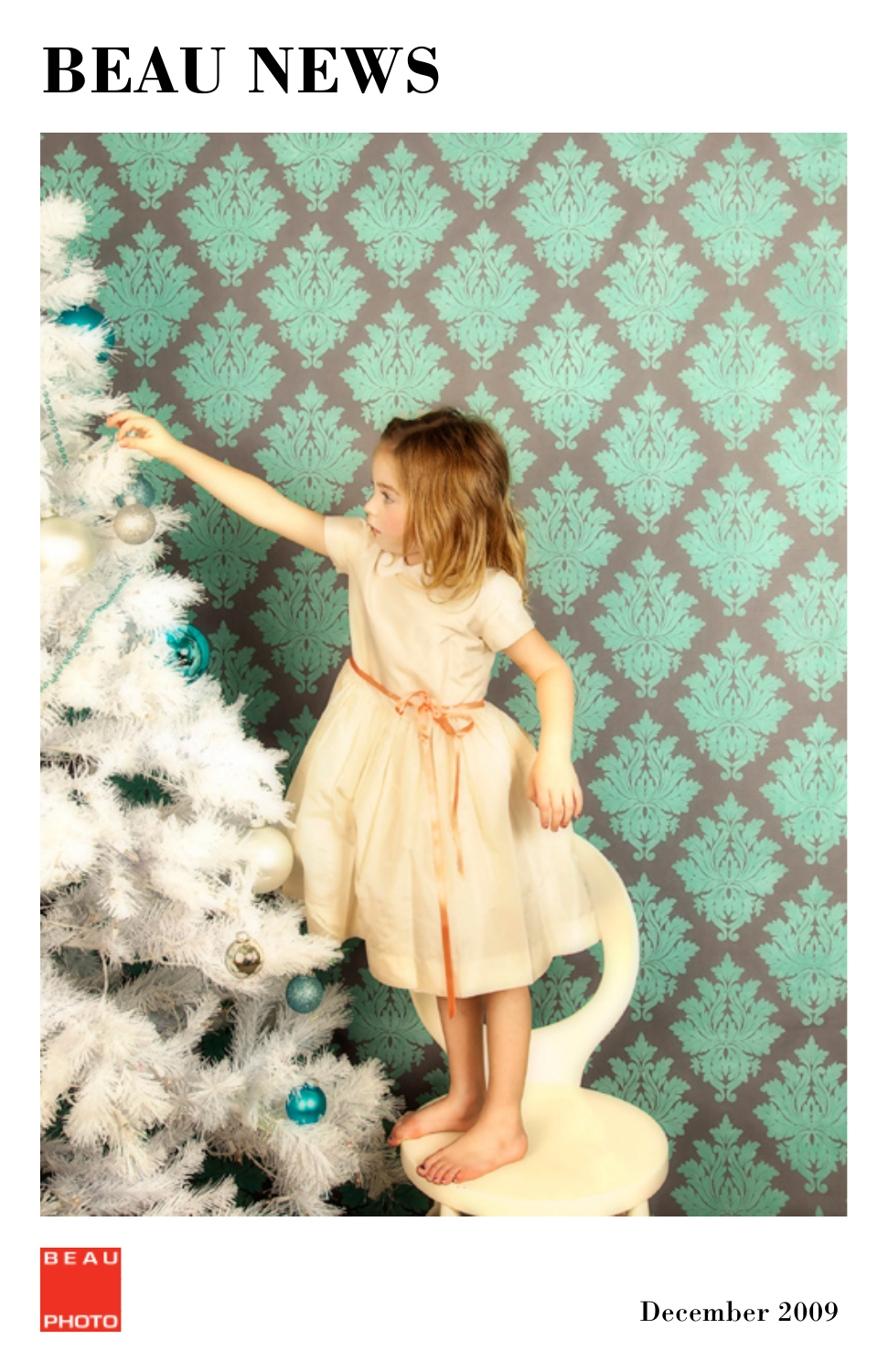# BEAU NEWS

BEAU PHOTO

December 2009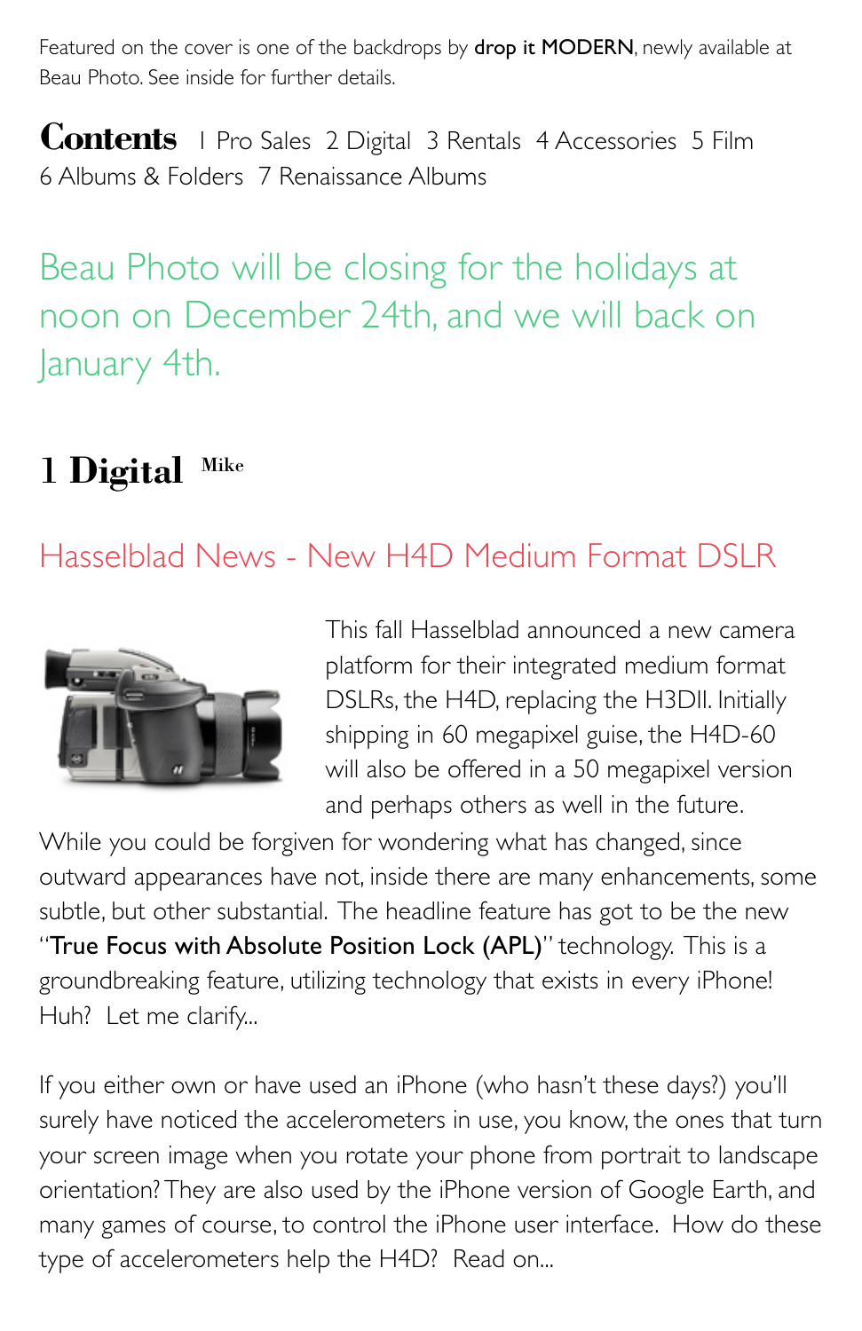Featured on the cover is one of the backdrops by **drop it MODERN**, newly available at Beau Photo. See inside for further details.

**Contents** 1 Pro Sales 2 Digital 3 Rentals 4 Accessories 5 Film 6 Albums & Folders 7 Renaissance Albums

## Beau Photo will be closing for the holidays at noon on December 24th, and we will back on January 4th.

# 1 Digital Mike

## Hasselblad News - New H4D Medium Format DSLR

This fall Hasselblad announced a new camera platform for their integrated medium format DSLRs, the H4D, replacing the H3DII. Initially shipping in 60 megapixel guise, the H4D-60 will also be offered in a 50 megapixel version and perhaps others as well in the future. While you could be forgiven for wondering what has changed, since outward appearances have not, inside there are many enhancements, some subtle, but other substantial. The headline feature has got to be the new "**True Focus with Absolute Position Lock (APL)**" technology. This is a groundbreaking feature, utilizing technology that exists in every iPhone! Huh? Let me clarify...

If you either own or have used an iPhone (who hasn't these days?) you'll surely have noticed the accelerometers in use, you know, the ones that turn your screen image when you rotate your phone from portrait to landscape orientation? They are also used by the iPhone version of Google Earth, and many games of course, to control the iPhone user interface. How do these type of accelerometers help the H4D? Read on...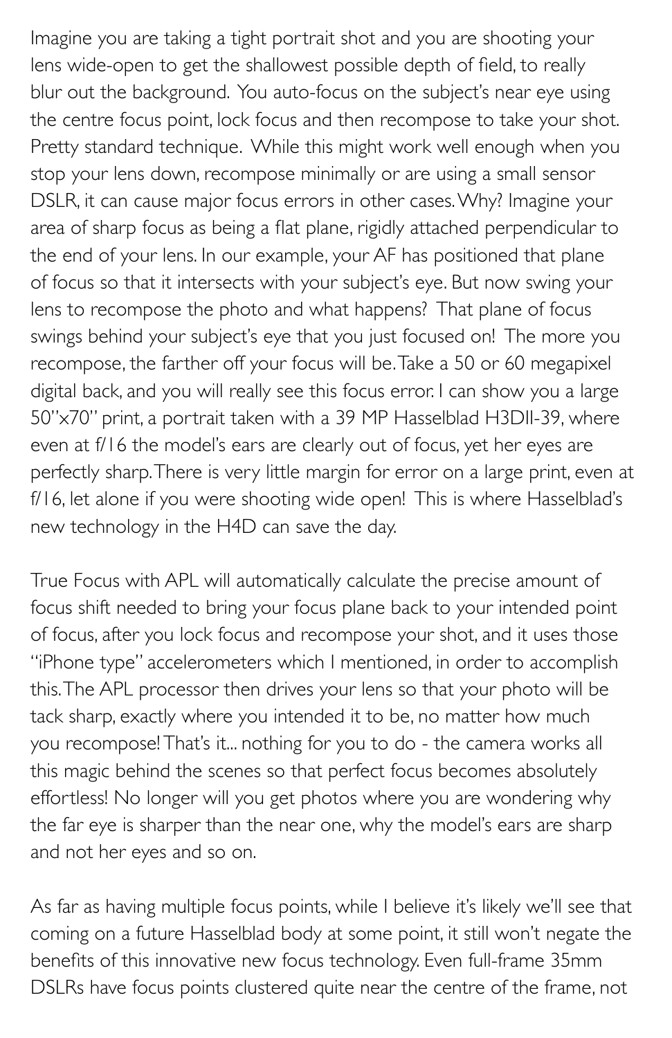Imagine you are taking a tight portrait shot and you are shooting your lens wide-open to get the shallowest possible depth of field, to really blur out the background. You auto-focus on the subject's near eye using the centre focus point, lock focus and then recompose to take your shot. Pretty standard technique. While this might work well enough when you stop your lens down, recompose minimally or are using a small sensor DSLR, it can cause major focus errors in other cases. Why? Imagine your area of sharp focus as being a flat plane, rigidly attached perpendicular to the end of your lens. In our example, your AF has positioned that plane of focus so that it intersects with your subject's eye. But now swing your lens to recompose the photo and what happens? That plane of focus swings behind your subject's eye that you just focused on! The more you recompose, the farther off your focus will be. Take a 50 or 60 megapixel digital back, and you will really see this focus error. I can show you a large 50"x70" print, a portrait taken with a 39 MP Hasselblad H3DII-39, where even at f/16 the model's ears are clearly out of focus, yet her eyes are perfectly sharp. There is very little margin for error on a large print, even at f/16, let alone if you were shooting wide open! This is where Hasselblad's new technology in the H4D can save the day.

True Focus with APL will automatically calculate the precise amount of focus shift needed to bring your focus plane back to your intended point of focus, after you lock focus and recompose your shot, and it uses those "iPhone type" accelerometers which I mentioned, in order to accomplish this. The APL processor then drives your lens so that your photo will be tack sharp, exactly where you intended it to be, no matter how much you recompose! That's it... nothing for you to do - the camera works all this magic behind the scenes so that perfect focus becomes absolutely effortless! No longer will you get photos where you are wondering why the far eye is sharper than the near one, why the model's ears are sharp and not her eyes and so on.

As far as having multiple focus points, while I believe it's likely we'll see that coming on a future Hasselblad body at some point, it still won't negate the benefits of this innovative new focus technology. Even full-frame 35mm DSLRs have focus points clustered quite near the centre of the frame, not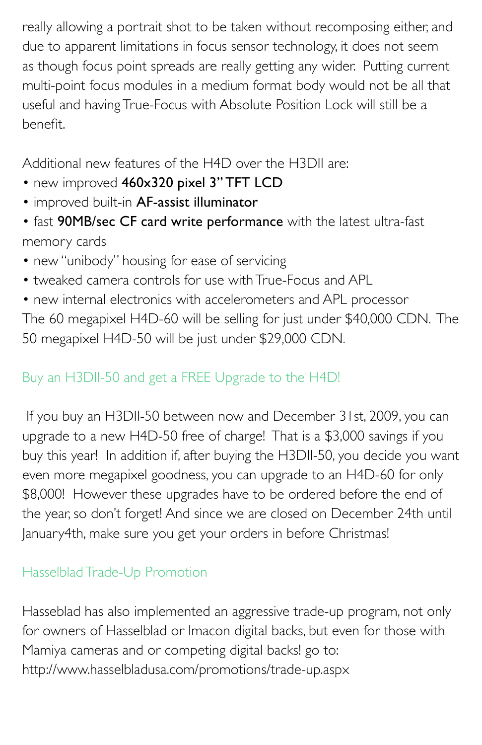really allowing a portrait shot to be taken without recomposing either, and due to apparent limitations in focus sensor technology, it does not seem as though focus point spreads are really getting any wider. Putting current multi-point focus modules in a medium format body would not be all that useful and having True-Focus with Absolute Position Lock will still be a benefit.

Additional new features of the H4D over the H3DII are:

- new improved **460x320 pixel 3" TFT LCD**
- improved built-in **AF-assist illuminator**
- fast **90MB/sec CF card write performance** with the latest ultra-fast memory cards
- new "unibody" housing for ease of servicing
- tweaked camera controls for use with True-Focus and APL
- new internal electronics with accelerometers and APL processor

The 60 megapixel H4D-60 will be selling for just under $40,000 CDN. The 50 megapixel H4D-50 will be just under $29,000 CDN.

## Buy an H3DII-50 and get a FREE Upgrade to the H4D!

If you buy an H3DII-50 between now and December 31st, 2009, you can upgrade to a new H4D-50 free of charge! That is a $3,000 savings if you buy this year! In addition if, after buying the H3DII-50, you decide you want even more megapixel goodness, you can upgrade to an H4D-60 for only $8,000! However these upgrades have to be ordered before the end of the year, so don't forget! And since we are closed on December 24th until January4th, make sure you get your orders in before Christmas!

## Hasselblad Trade-Up Promotion

Hasseblad has also implemented an aggressive trade-up program, not only for owners of Hasselblad or Imacon digital backs, but even for those with Mamiya cameras and or competing digital backs! go to: http://www.hasselbladusa.com/promotions/trade-up.aspx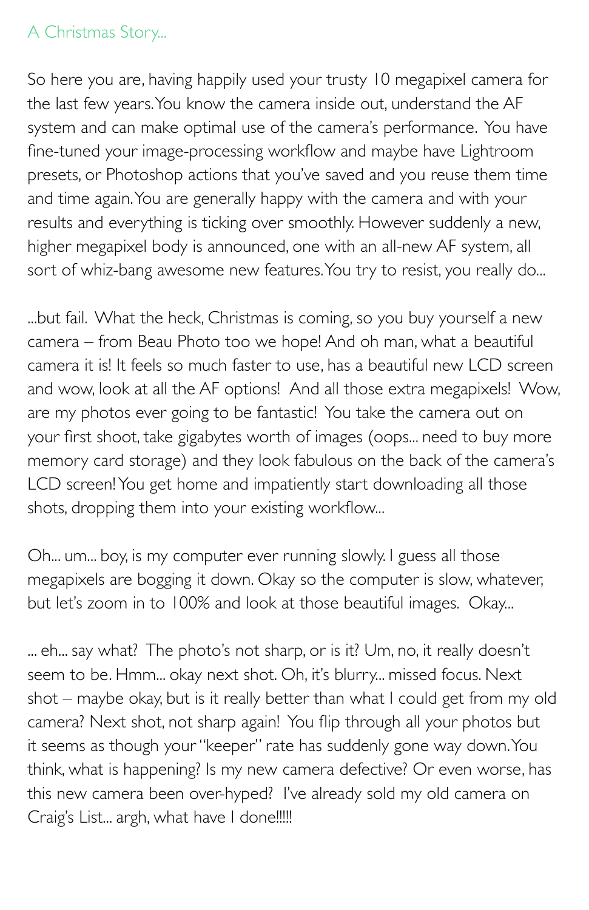## A Christmas Story...

So here you are, having happily used your trusty 10 megapixel camera for the last few years. You know the camera inside out, understand the AF system and can make optimal use of the camera's performance. You have fine-tuned your image-processing workflow and maybe have Lightroom presets, or Photoshop actions that you've saved and you reuse them time and time again. You are generally happy with the camera and with your results and everything is ticking over smoothly. However suddenly a new, higher megapixel body is announced, one with an all-new AF system, all sort of whiz-bang awesome new features. You try to resist, you really do...

...but fail. What the heck, Christmas is coming, so you buy yourself a new camera – from Beau Photo too we hope! And oh man, what a beautiful camera it is! It feels so much faster to use, has a beautiful new LCD screen and wow, look at all the AF options! And all those extra megapixels! Wow, are my photos ever going to be fantastic! You take the camera out on your first shoot, take gigabytes worth of images (oops... need to buy more memory card storage) and they look fabulous on the back of the camera's LCD screen! You get home and impatiently start downloading all those shots, dropping them into your existing workflow...

Oh... um... boy, is my computer ever running slowly. I guess all those megapixels are bogging it down. Okay so the computer is slow, whatever, but let's zoom in to 100% and look at those beautiful images. Okay...

... eh... say what? The photo's not sharp, or is it? Um, no, it really doesn't seem to be. Hmm... okay next shot. Oh, it's blurry... missed focus. Next shot – maybe okay, but is it really better than what I could get from my old camera? Next shot, not sharp again! You flip through all your photos but it seems as though your "keeper" rate has suddenly gone way down. You think, what is happening? Is my new camera defective? Or even worse, has this new camera been over-hyped? I've already sold my old camera on Craig's List... argh, what have I done!!!!!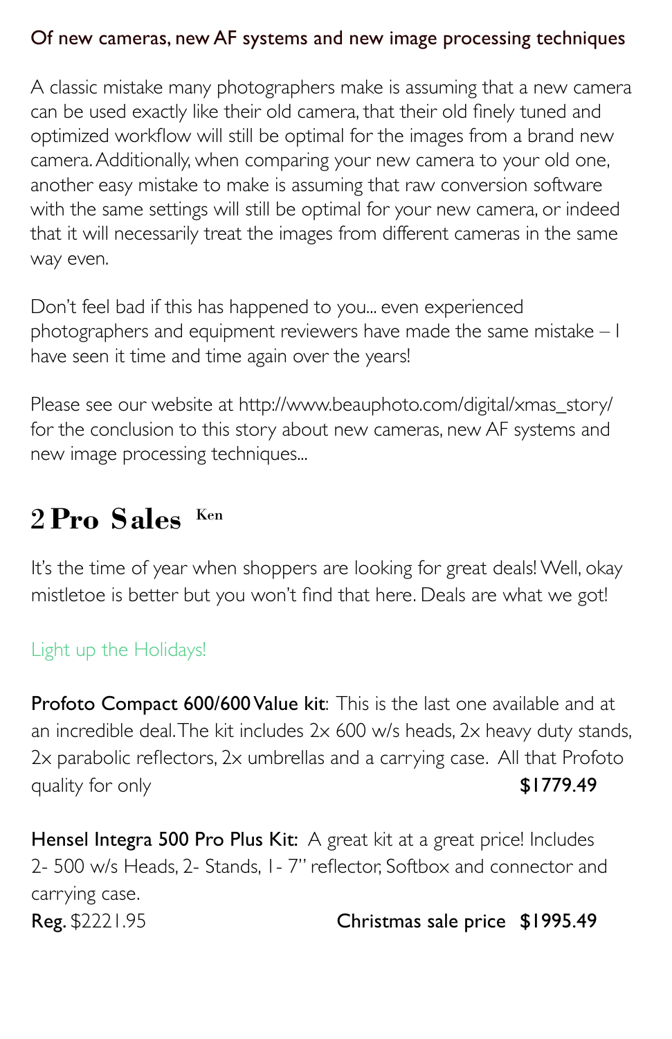### Of new cameras, new AF systems and new image processing techniques

A classic mistake many photographers make is assuming that a new camera can be used exactly like their old camera, that their old finely tuned and optimized workflow will still be optimal for the images from a brand new camera. Additionally, when comparing your new camera to your old one, another easy mistake to make is assuming that raw conversion software with the same settings will still be optimal for your new camera, or indeed that it will necessarily treat the images from different cameras in the same way even.

Don't feel bad if this has happened to you... even experienced photographers and equipment reviewers have made the same mistake – I have seen it time and time again over the years!

Please see our website at http://www.beauphoto.com/digital/xmas_story/ for the conclusion to this story about new cameras, new AF systems and new image processing techniques...

# 2 Pro Sales Ken

It's the time of year when shoppers are looking for great deals! Well, okay mistletoe is better but you won't find that here. Deals are what we got!

Light up the Holidays!

**Profoto Compact 600/600 Value kit**: This is the last one available and at an incredible deal. The kit includes 2x 600 w/s heads, 2x heavy duty stands, 2x parabolic reflectors, 2x umbrellas and a carrying case. All that Profoto quality for only **$1779.49**

**Hensel Integra 500 Pro Plus Kit:** A great kit at a great price! Includes 2- 500 w/s Heads, 2- Stands, 1- 7" reflector, Softbox and connector and carrying case.

**Reg.** $2221.95 **Christmas sale price $1995.49**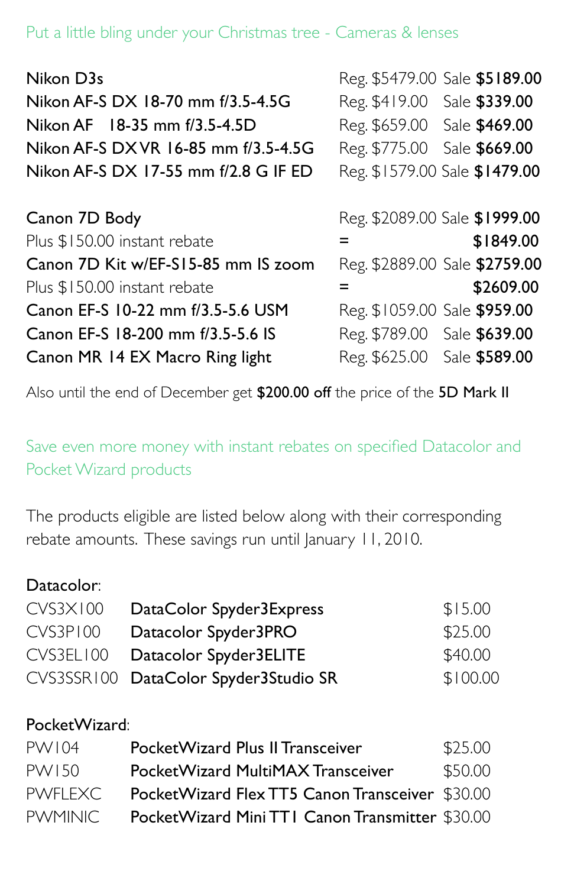## Put a little bling under your Christmas tree - Cameras & lenses

| Product | Regular | Sale |
|---|---|---|
| **Nikon D3s** | Reg. $5479.00 | Sale **$5189.00** |
| **Nikon AF-S DX 18-70 mm f/3.5-4.5G** | Reg. $419.00 | Sale **$339.00** |
| **Nikon AF 18-35 mm f/3.5-4.5D** | Reg. $659.00 | Sale **$469.00** |
| **Nikon AF-S DX VR 16-85 mm f/3.5-4.5G** | Reg. $775.00 | Sale **$669.00** |
| **Nikon AF-S DX 17-55 mm f/2.8 G IF ED** | Reg. $1579.00 | Sale **$1479.00** |

| Product | Regular | Sale |
|---|---|---|
| **Canon 7D Body** | Reg. $2089.00 | Sale **$1999.00** |
| Plus $150.00 instant rebate | = | **$1849.00** |
| **Canon 7D Kit w/EF-S15-85 mm IS zoom** | Reg. $2889.00 | Sale **$2759.00** |
| Plus $150.00 instant rebate | = | **$2609.00** |
| **Canon EF-S 10-22 mm f/3.5-5.6 USM** | Reg. $1059.00 | Sale **$959.00** |
| **Canon EF-S 18-200 mm f/3.5-5.6 IS** | Reg. $789.00 | Sale **$639.00** |
| **Canon MR 14 EX Macro Ring light** | Reg. $625.00 | Sale **$589.00** |

Also until the end of December get **$200.00 off** the price of the **5D Mark II**

## Save even more money with instant rebates on specified Datacolor and Pocket Wizard products

The products eligible are listed below along with their corresponding rebate amounts. These savings run until January 11, 2010.

**Datacolor**:

| Code | Product | Rebate |
|---|---|---|
| CVS3X100 | **DataColor Spyder3Express** | $15.00 |
| CVS3P100 | **Datacolor Spyder3PRO** | $25.00 |
| CVS3EL100 | **Datacolor Spyder3ELITE** | $40.00 |
| CVS3SSR100 | **DataColor Spyder3Studio SR** | $100.00 |

**PocketWizard**:

| Code | Product | Rebate |
|---|---|---|
| PW104 | **PocketWizard Plus II Transceiver** | $25.00 |
| PW150 | **PocketWizard MultiMAX Transceiver** | $50.00 |
| PWFLEXC | **PocketWizard Flex TT5 Canon Transceiver** | $30.00 |
| PWMINIC | **PocketWizard Mini TT1 Canon Transmitter** | $30.00 |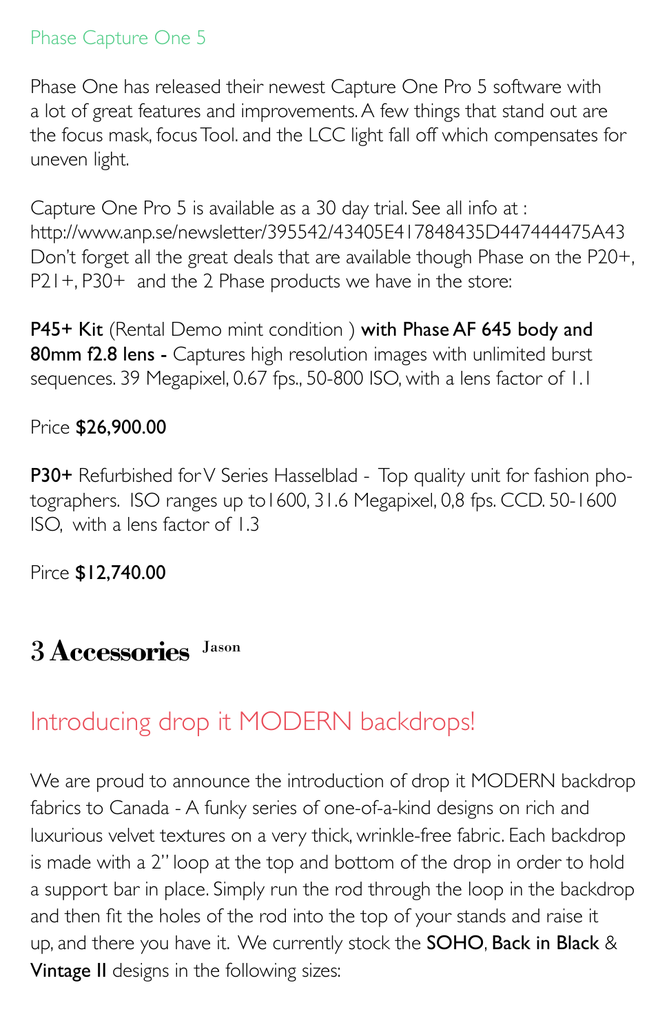Phase Capture One 5

Phase One has released their newest Capture One Pro 5 software with a lot of great features and improvements. A few things that stand out are the focus mask, focus Tool. and the LCC light fall off which compensates for uneven light.

Capture One Pro 5 is available as a 30 day trial. See all info at : http://www.anp.se/newsletter/395542/43405E417848435D447444475A43
Don't forget all the great deals that are available though Phase on the P20+, P21+, P30+ and the 2 Phase products we have in the store:

**P45+ Kit** (Rental Demo mint condition ) **with Phase AF 645 body and 80mm f2.8 lens -** Captures high resolution images with unlimited burst sequences. 39 Megapixel, 0.67 fps., 50-800 ISO, with a lens factor of 1.1

Price **$26,900.00**

**P30+** Refurbished for V Series Hasselblad - Top quality unit for fashion photographers. ISO ranges up to1600, 31.6 Megapixel, 0,8 fps. CCD. 50-1600 ISO, with a lens factor of 1.3

Pirce **$12,740.00**

# 3 Accessories Jason

## Introducing drop it MODERN backdrops!

We are proud to announce the introduction of drop it MODERN backdrop fabrics to Canada - A funky series of one-of-a-kind designs on rich and luxurious velvet textures on a very thick, wrinkle-free fabric. Each backdrop is made with a 2" loop at the top and bottom of the drop in order to hold a support bar in place. Simply run the rod through the loop in the backdrop and then fit the holes of the rod into the top of your stands and raise it up, and there you have it. We currently stock the **SOHO**, **Back in Black** & **Vintage II** designs in the following sizes: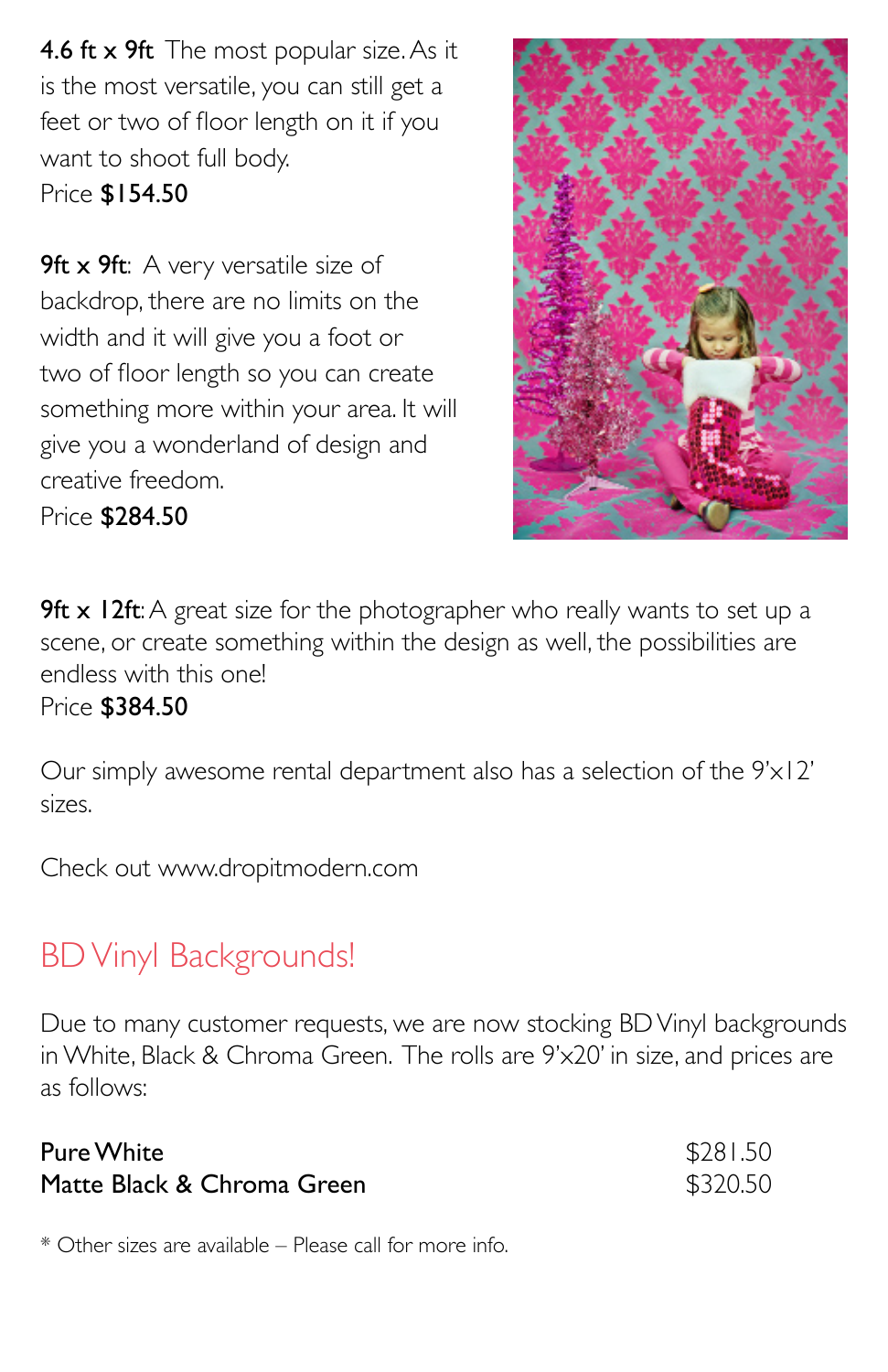**4.6 ft x 9ft** The most popular size. As it is the most versatile, you can still get a feet or two of floor length on it if you want to shoot full body.
Price **$154.50**

**9ft x 9ft**: A very versatile size of backdrop, there are no limits on the width and it will give you a foot or two of floor length so you can create something more within your area. It will give you a wonderland of design and creative freedom.
Price **$284.50**

**9ft x 12ft**: A great size for the photographer who really wants to set up a scene, or create something within the design as well, the possibilities are endless with this one!
Price **$384.50**

Our simply awesome rental department also has a selection of the 9'x12' sizes.

Check out www.dropitmodern.com

## BD Vinyl Backgrounds!

Due to many customer requests, we are now stocking BD Vinyl backgrounds in White, Black & Chroma Green. The rolls are 9'x20' in size, and prices are as follows:

| | |
|---|---|
| **Pure White** | $281.50 |
| **Matte Black & Chroma Green** | $320.50 |

* Other sizes are available – Please call for more info.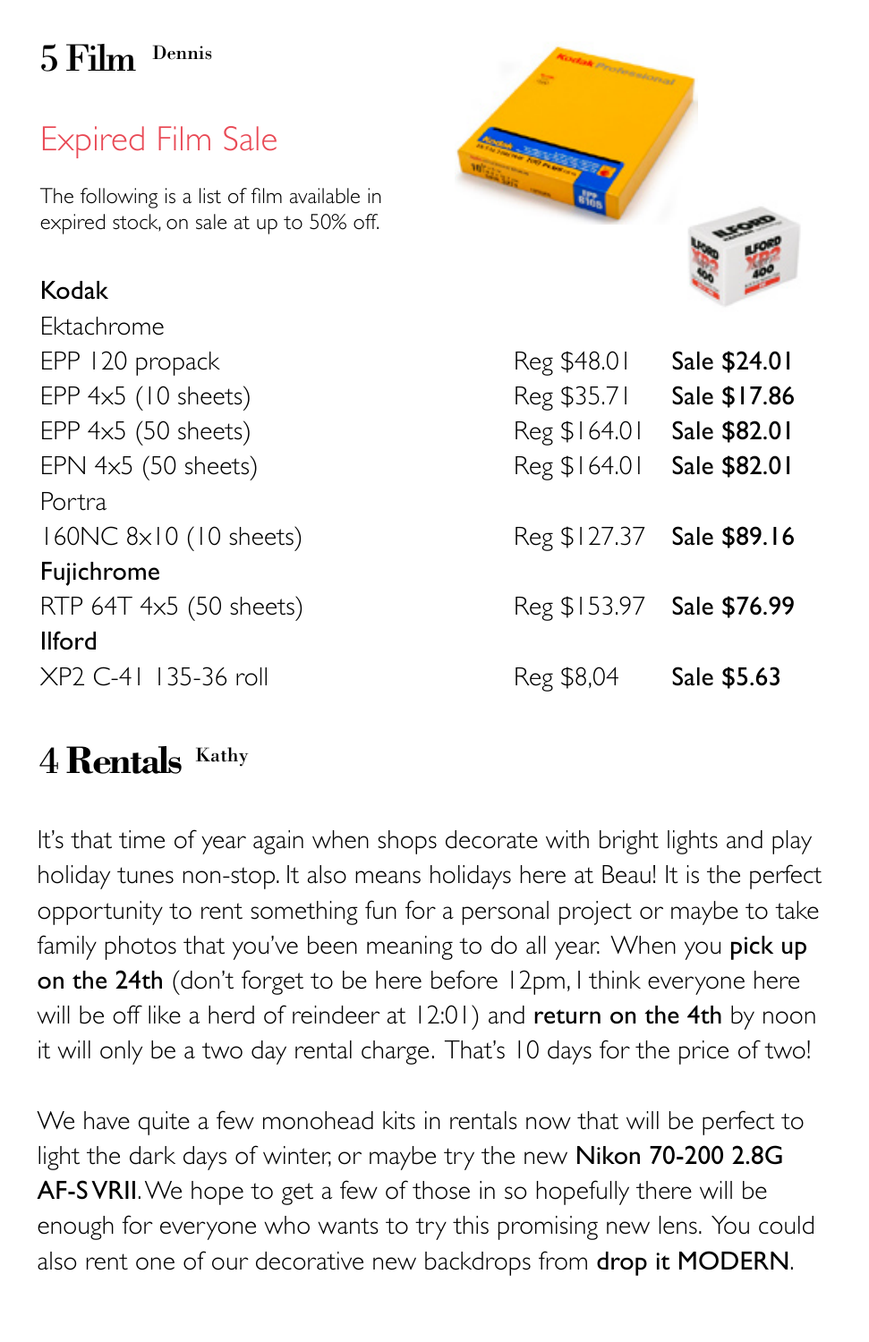## 5 Film Dennis

### Expired Film Sale

The following is a list of film available in expired stock, on sale at up to 50% off.

| Film | Regular | Sale |
|---|---|---|
| **Kodak** | | |
| Ektachrome | | |
| EPP 120 propack | Reg $48.01 | **Sale $24.01** |
| EPP 4x5 (10 sheets) | Reg $35.71 | **Sale $17.86** |
| EPP 4x5 (50 sheets) | Reg $164.01 | **Sale $82.01** |
| EPN 4x5 (50 sheets) | Reg $164.01 | **Sale $82.01** |
| Portra | | |
| 160NC 8x10 (10 sheets) | Reg $127.37 | **Sale $89.16** |
| **Fujichrome** | | |
| RTP 64T 4x5 (50 sheets) | Reg $153.97 | **Sale $76.99** |
| **Ilford** | | |
| XP2 C-41 135-36 roll | Reg $8,04 | **Sale $5.63** |

## 4 Rentals Kathy

It's that time of year again when shops decorate with bright lights and play holiday tunes non-stop. It also means holidays here at Beau! It is the perfect opportunity to rent something fun for a personal project or maybe to take family photos that you've been meaning to do all year. When you **pick up on the 24th** (don't forget to be here before 12pm, I think everyone here will be off like a herd of reindeer at 12:01) and **return on the 4th** by noon it will only be a two day rental charge. That's 10 days for the price of two!

We have quite a few monohead kits in rentals now that will be perfect to light the dark days of winter, or maybe try the new **Nikon 70-200 2.8G AF-S VRII**. We hope to get a few of those in so hopefully there will be enough for everyone who wants to try this promising new lens. You could also rent one of our decorative new backdrops from **drop it MODERN**.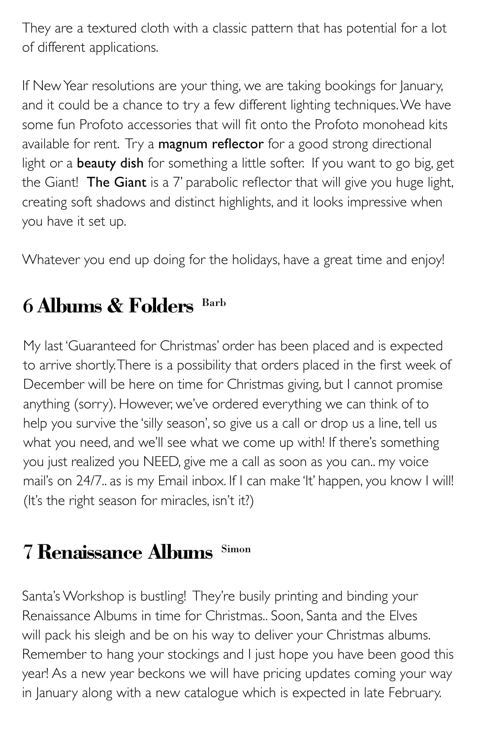They are a textured cloth with a classic pattern that has potential for a lot of different applications.

If New Year resolutions are your thing, we are taking bookings for January, and it could be a chance to try a few different lighting techniques. We have some fun Profoto accessories that will fit onto the Profoto monohead kits available for rent. Try a **magnum reflector** for a good strong directional light or a **beauty dish** for something a little softer. If you want to go big, get the Giant! **The Giant** is a 7' parabolic reflector that will give you huge light, creating soft shadows and distinct highlights, and it looks impressive when you have it set up.

Whatever you end up doing for the holidays, have a great time and enjoy!

## 6 Albums & Folders Barb

My last 'Guaranteed for Christmas' order has been placed and is expected to arrive shortly. There is a possibility that orders placed in the first week of December will be here on time for Christmas giving, but I cannot promise anything (sorry). However, we've ordered everything we can think of to help you survive the 'silly season', so give us a call or drop us a line, tell us what you need, and we'll see what we come up with! If there's something you just realized you NEED, give me a call as soon as you can.. my voice mail's on 24/7.. as is my Email inbox. If I can make 'It' happen, you know I will! (It's the right season for miracles, isn't it?)

## 7 Renaissance Albums Simon

Santa's Workshop is bustling! They're busily printing and binding your Renaissance Albums in time for Christmas.. Soon, Santa and the Elves will pack his sleigh and be on his way to deliver your Christmas albums. Remember to hang your stockings and I just hope you have been good this year! As a new year beckons we will have pricing updates coming your way in January along with a new catalogue which is expected in late February.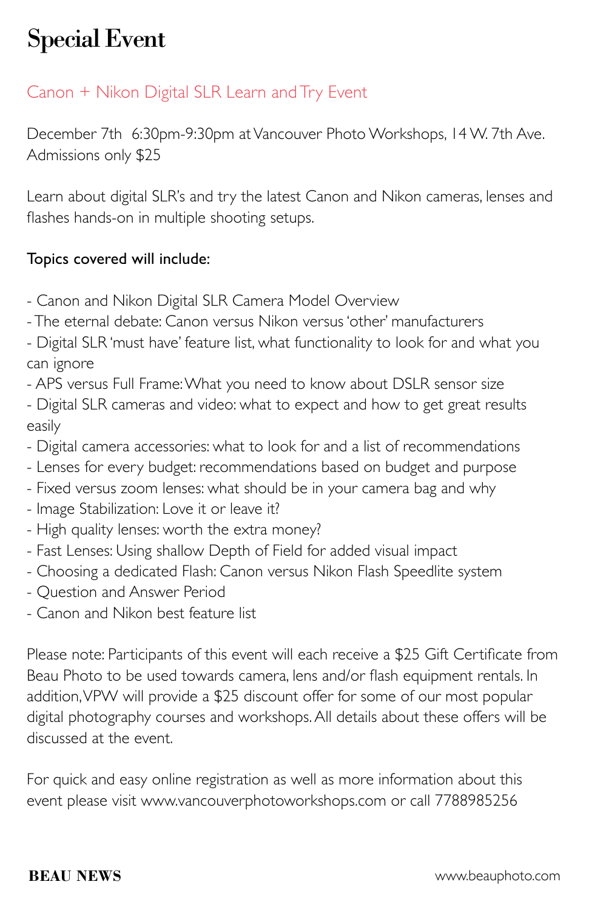# Special Event

## Canon + Nikon Digital SLR Learn and Try Event

December 7th 6:30pm-9:30pm at Vancouver Photo Workshops, 14 W. 7th Ave.
Admissions only $25

Learn about digital SLR's and try the latest Canon and Nikon cameras, lenses and flashes hands-on in multiple shooting setups.

Topics covered will include:

- Canon and Nikon Digital SLR Camera Model Overview
- The eternal debate: Canon versus Nikon versus 'other' manufacturers
- Digital SLR 'must have' feature list, what functionality to look for and what you can ignore
- APS versus Full Frame: What you need to know about DSLR sensor size
- Digital SLR cameras and video: what to expect and how to get great results easily
- Digital camera accessories: what to look for and a list of recommendations
- Lenses for every budget: recommendations based on budget and purpose
- Fixed versus zoom lenses: what should be in your camera bag and why
- Image Stabilization: Love it or leave it?
- High quality lenses: worth the extra money?
- Fast Lenses: Using shallow Depth of Field for added visual impact
- Choosing a dedicated Flash: Canon versus Nikon Flash Speedlite system
- Question and Answer Period
- Canon and Nikon best feature list

Please note: Participants of this event will each receive a $25 Gift Certificate from Beau Photo to be used towards camera, lens and/or flash equipment rentals. In addition, VPW will provide a $25 discount offer for some of our most popular digital photography courses and workshops. All details about these offers will be discussed at the event.

For quick and easy online registration as well as more information about this event please visit www.vancouverphotoworkshops.com or call 7788985256